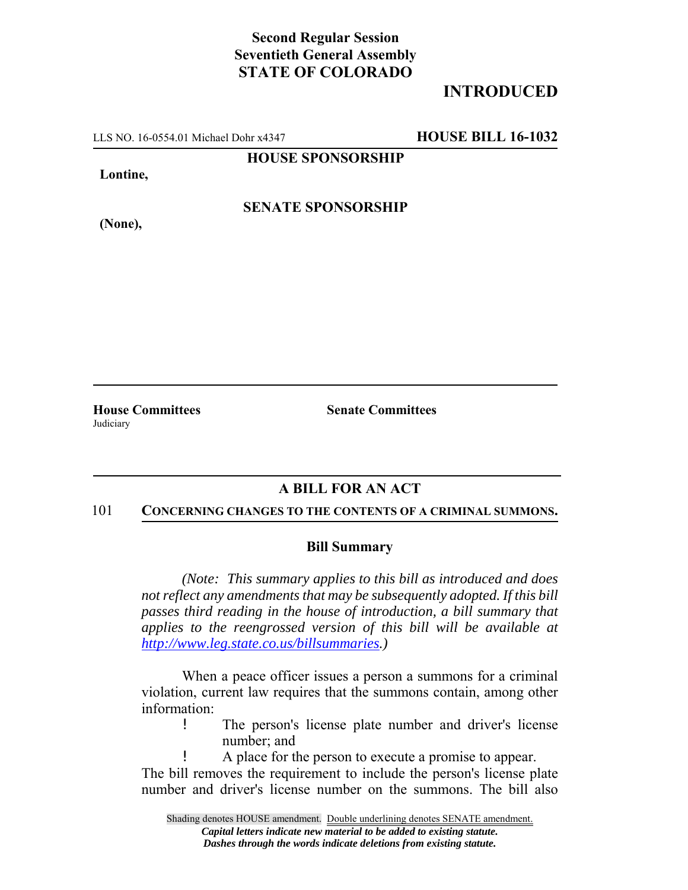**Second Regular Session**
**Seventieth General Assembly**
**STATE OF COLORADO**

## INTRODUCED

LLS NO. 16-0554.01 Michael Dohr x4347 **HOUSE BILL 16-1032**

**HOUSE SPONSORSHIP**

**Lontine,**

**SENATE SPONSORSHIP**

**(None),**

**House Committees**
Judiciary

**Senate Committees**

## A BILL FOR AN ACT

101 **CONCERNING CHANGES TO THE CONTENTS OF A CRIMINAL SUMMONS.**

### Bill Summary

*(Note: This summary applies to this bill as introduced and does not reflect any amendments that may be subsequently adopted. If this bill passes third reading in the house of introduction, a bill summary that applies to the reengrossed version of this bill will be available at http://www.leg.state.co.us/billsummaries.)*

When a peace officer issues a person a summons for a criminal violation, current law requires that the summons contain, among other information:

- The person's license plate number and driver's license number; and
- A place for the person to execute a promise to appear.

The bill removes the requirement to include the person's license plate number and driver's license number on the summons. The bill also

Shading denotes HOUSE amendment. Double underlining denotes SENATE amendment.
*Capital letters indicate new material to be added to existing statute.*
*Dashes through the words indicate deletions from existing statute.*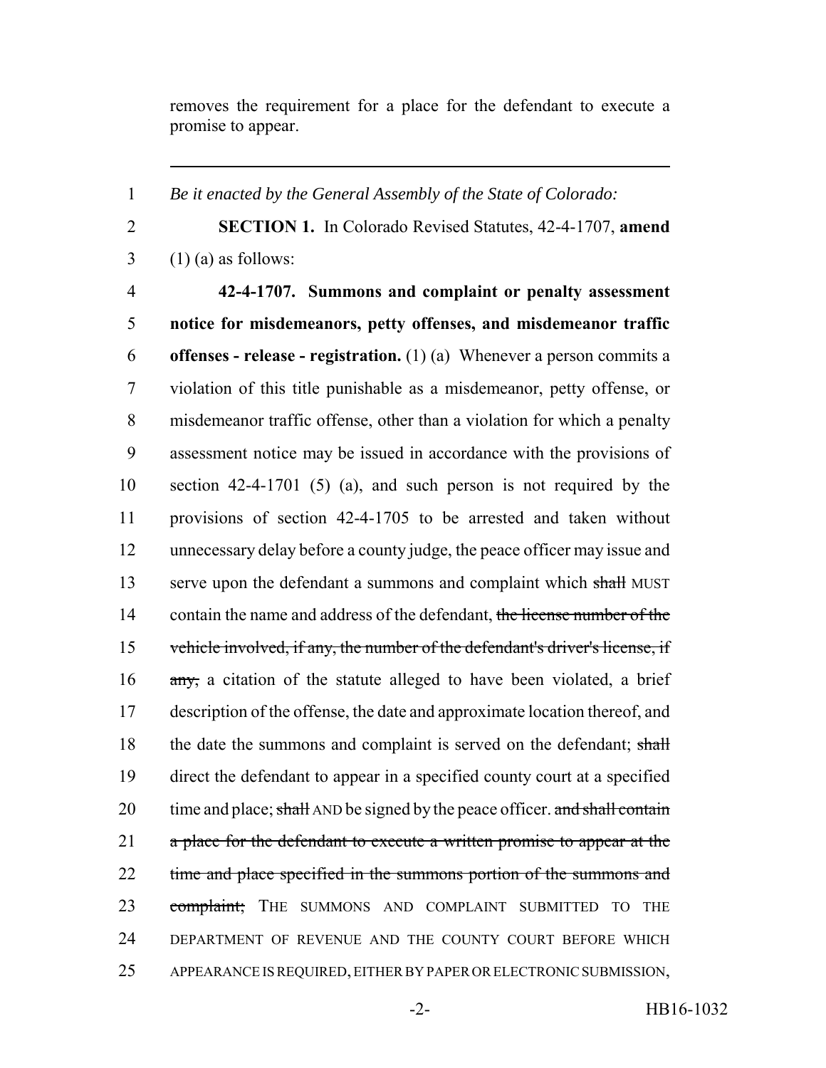removes the requirement for a place for the defendant to execute a promise to appear.

---

1 *Be it enacted by the General Assembly of the State of Colorado:*

2 **SECTION 1.** In Colorado Revised Statutes, 42-4-1707, **amend**
3 (1) (a) as follows:

4 **42-4-1707. Summons and complaint or penalty assessment**
5 **notice for misdemeanors, petty offenses, and misdemeanor traffic**
6 **offenses - release - registration.** (1) (a) Whenever a person commits a
7 violation of this title punishable as a misdemeanor, petty offense, or
8 misdemeanor traffic offense, other than a violation for which a penalty
9 assessment notice may be issued in accordance with the provisions of
10 section 42-4-1701 (5) (a), and such person is not required by the
11 provisions of section 42-4-1705 to be arrested and taken without
12 unnecessary delay before a county judge, the peace officer may issue and
13 serve upon the defendant a summons and complaint which ~~shall~~ MUST
14 contain the name and address of the defendant, ~~the license number of the~~
15 ~~vehicle involved, if any, the number of the defendant's driver's license, if~~
16 ~~any,~~ a citation of the statute alleged to have been violated, a brief
17 description of the offense, the date and approximate location thereof, and
18 the date the summons and complaint is served on the defendant; ~~shall~~
19 direct the defendant to appear in a specified county court at a specified
20 time and place; ~~shall~~ AND be signed by the peace officer. ~~and shall contain~~
21 ~~a place for the defendant to execute a written promise to appear at the~~
22 ~~time and place specified in the summons portion of the summons and~~
23 ~~complaint;~~ THE SUMMONS AND COMPLAINT SUBMITTED TO THE
24 DEPARTMENT OF REVENUE AND THE COUNTY COURT BEFORE WHICH
25 APPEARANCE IS REQUIRED, EITHER BY PAPER OR ELECTRONIC SUBMISSION,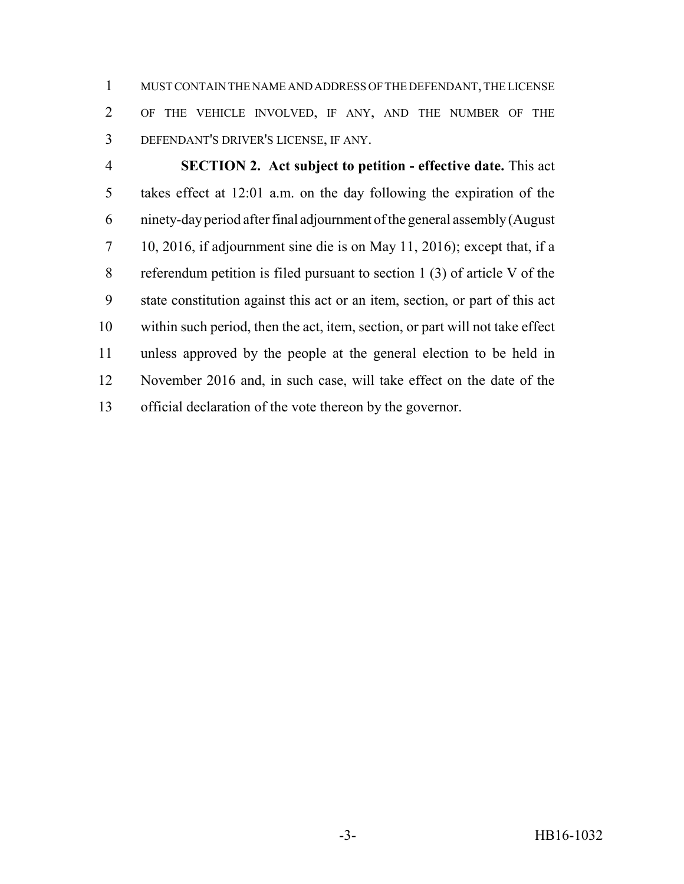MUST CONTAIN THE NAME AND ADDRESS OF THE DEFENDANT, THE LICENSE OF THE VEHICLE INVOLVED, IF ANY, AND THE NUMBER OF THE DEFENDANT'S DRIVER'S LICENSE, IF ANY.

**SECTION 2. Act subject to petition - effective date.** This act takes effect at 12:01 a.m. on the day following the expiration of the ninety-day period after final adjournment of the general assembly (August 10, 2016, if adjournment sine die is on May 11, 2016); except that, if a referendum petition is filed pursuant to section 1 (3) of article V of the state constitution against this act or an item, section, or part of this act within such period, then the act, item, section, or part will not take effect unless approved by the people at the general election to be held in November 2016 and, in such case, will take effect on the date of the official declaration of the vote thereon by the governor.